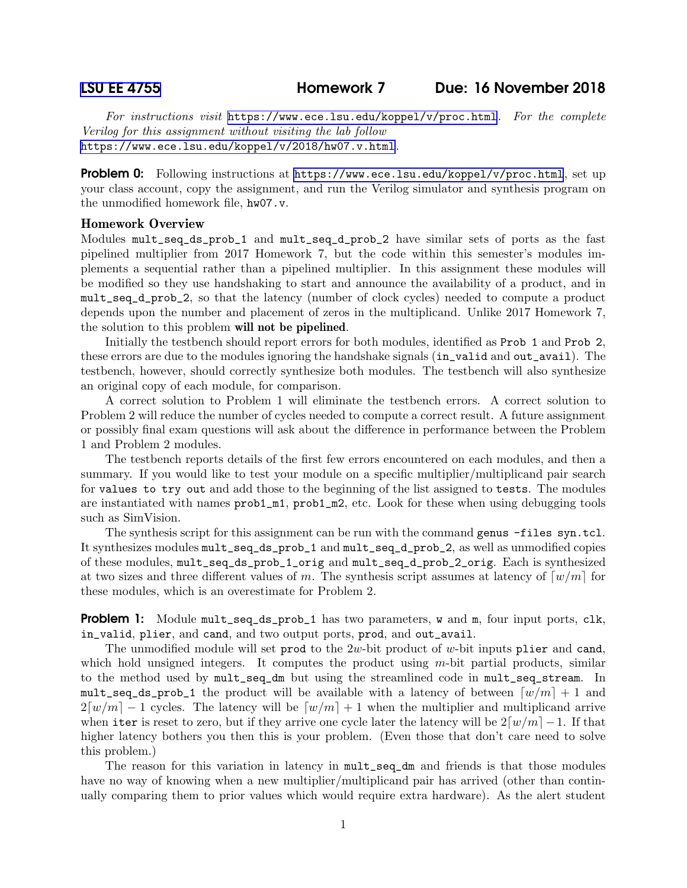# LSU EE 4755 — Homework 7 — Due: 16 November 2018

*For instructions visit* https://www.ece.lsu.edu/koppel/v/proc.html. *For the complete Verilog for this assignment without visiting the lab follow* https://www.ece.lsu.edu/koppel/v/2018/hw07.v.html.

**Problem 0:** Following instructions at https://www.ece.lsu.edu/koppel/v/proc.html, set up your class account, copy the assignment, and run the Verilog simulator and synthesis program on the unmodified homework file, `hw07.v`.

### Homework Overview

Modules `mult_seq_ds_prob_1` and `mult_seq_d_prob_2` have similar sets of ports as the fast pipelined multiplier from 2017 Homework 7, but the code within this semester's modules implements a sequential rather than a pipelined multiplier. In this assignment these modules will be modified so they use handshaking to start and announce the availability of a product, and in `mult_seq_d_prob_2`, so that the latency (number of clock cycles) needed to compute a product depends upon the number and placement of zeros in the multiplicand. Unlike 2017 Homework 7, the solution to this problem **will not be pipelined**.

Initially the testbench should report errors for both modules, identified as `Prob 1` and `Prob 2`, these errors are due to the modules ignoring the handshake signals (`in_valid` and `out_avail`). The testbench, however, should correctly synthesize both modules. The testbench will also synthesize an original copy of each module, for comparison.

A correct solution to Problem 1 will eliminate the testbench errors. A correct solution to Problem 2 will reduce the number of cycles needed to compute a correct result. A future assignment or possibly final exam questions will ask about the difference in performance between the Problem 1 and Problem 2 modules.

The testbench reports details of the first few errors encountered on each modules, and then a summary. If you would like to test your module on a specific multiplier/multiplicand pair search for `values to try out` and add those to the beginning of the list assigned to `tests`. The modules are instantiated with names `prob1_m1`, `prob1_m2`, etc. Look for these when using debugging tools such as SimVision.

The synthesis script for this assignment can be run with the command `genus -files syn.tcl`. It synthesizes modules `mult_seq_ds_prob_1` and `mult_seq_d_prob_2`, as well as unmodified copies of these modules, `mult_seq_ds_prob_1_orig` and `mult_seq_d_prob_2_orig`. Each is synthesized at two sizes and three different values of $m$. The synthesis script assumes at latency of $\lceil w/m \rceil$ for these modules, which is an overestimate for Problem 2.

**Problem 1:** Module `mult_seq_ds_prob_1` has two parameters, `w` and `m`, four input ports, `clk`, `in_valid`, `plier`, and `cand`, and two output ports, `prod`, and `out_avail`.

The unmodified module will set `prod` to the $2w$-bit product of $w$-bit inputs `plier` and `cand`, which hold unsigned integers. It computes the product using $m$-bit partial products, similar to the method used by `mult_seq_dm` but using the streamlined code in `mult_seq_stream`. In `mult_seq_ds_prob_1` the product will be available with a latency of between $\lceil w/m \rceil + 1$ and $2\lceil w/m \rceil - 1$ cycles. The latency will be $\lceil w/m \rceil + 1$ when the multiplier and multiplicand arrive when `iter` is reset to zero, but if they arrive one cycle later the latency will be $2\lceil w/m \rceil - 1$. If that higher latency bothers you then this is your problem. (Even those that don't care need to solve this problem.)

The reason for this variation in latency in `mult_seq_dm` and friends is that those modules have no way of knowing when a new multiplier/multiplicand pair has arrived (other than continually comparing them to prior values which would require extra hardware). As the alert student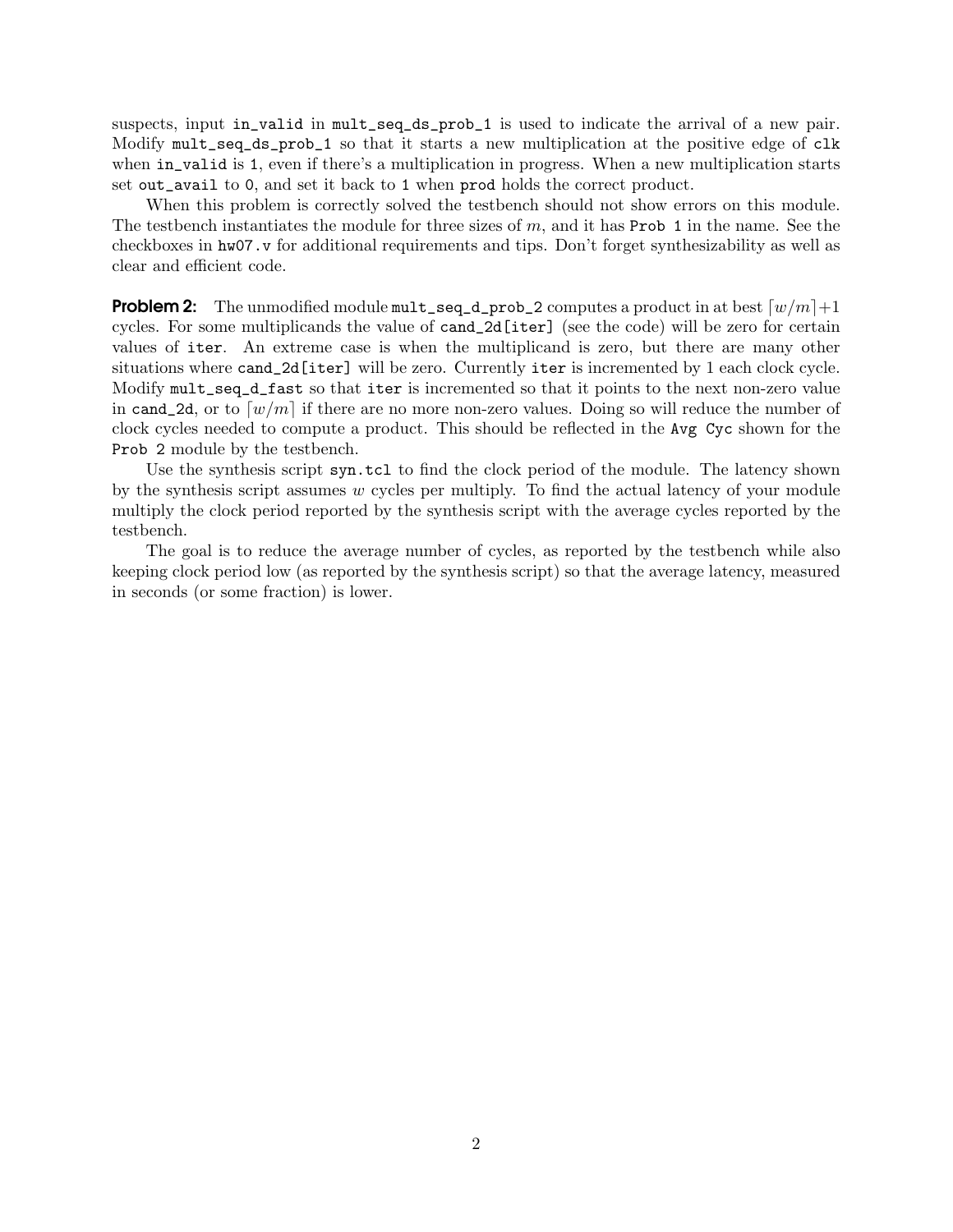suspects, input `in_valid` in `mult_seq_ds_prob_1` is used to indicate the arrival of a new pair. Modify `mult_seq_ds_prob_1` so that it starts a new multiplication at the positive edge of `clk` when `in_valid` is `1`, even if there's a multiplication in progress. When a new multiplication starts set `out_avail` to `0`, and set it back to `1` when `prod` holds the correct product.

When this problem is correctly solved the testbench should not show errors on this module. The testbench instantiates the module for three sizes of $m$, and it has `Prob 1` in the name. See the checkboxes in `hw07.v` for additional requirements and tips. Don't forget synthesizability as well as clear and efficient code.

**Problem 2:** The unmodified module `mult_seq_d_prob_2` computes a product in at best $\lceil w/m \rceil + 1$ cycles. For some multiplicands the value of `cand_2d[iter]` (see the code) will be zero for certain values of `iter`. An extreme case is when the multiplicand is zero, but there are many other situations where `cand_2d[iter]` will be zero. Currently `iter` is incremented by 1 each clock cycle. Modify `mult_seq_d_fast` so that `iter` is incremented so that it points to the next non-zero value in `cand_2d`, or to $\lceil w/m \rceil$ if there are no more non-zero values. Doing so will reduce the number of clock cycles needed to compute a product. This should be reflected in the `Avg Cyc` shown for the `Prob 2` module by the testbench.

Use the synthesis script `syn.tcl` to find the clock period of the module. The latency shown by the synthesis script assumes $w$ cycles per multiply. To find the actual latency of your module multiply the clock period reported by the synthesis script with the average cycles reported by the testbench.

The goal is to reduce the average number of cycles, as reported by the testbench while also keeping clock period low (as reported by the synthesis script) so that the average latency, measured in seconds (or some fraction) is lower.